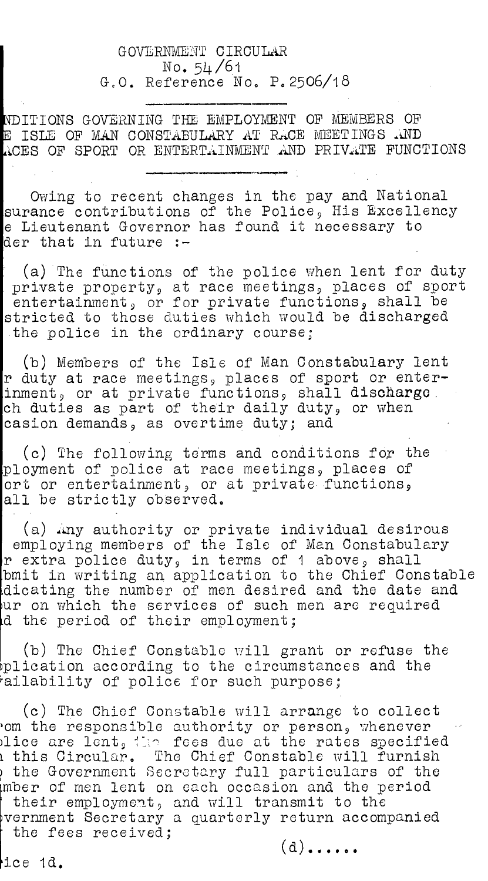GOVERNMENT CIRCULAR
No. 54/61
G.O. Reference No. P.2506/18

NDITIONS GOVERNING THE EMPLOYMENT OF MEMBERS OF E ISLE OF MAN CONSTABULARY AT RACE MEETINGS AND ACES OF SPORT OR ENTERTAINMENT AND PRIVATE FUNCTIONS

Owing to recent changes in the pay and National surance contributions of the Police, His Excellency e Lieutenant Governor has found it necessary to der that in future :-

(a) The functions of the police when lent for duty private property, at race meetings, places of sport entertainment, or for private functions, shall be stricted to those duties which would be discharged the police in the ordinary course;

(b) Members of the Isle of Man Constabulary lent r duty at race meetings, places of sport or enter-inment, or at private functions, shall discharge ch duties as part of their daily duty, or when casion demands, as overtime duty; and

(c) The following terms and conditions for the ployment of police at race meetings, places of ort or entertainment, or at private functions, all be strictly observed.

(a) Any authority or private individual desirous employing members of the Isle of Man Constabulary r extra police duty, in terms of 1 above, shall bmit in writing an application to the Chief Constable dicating the number of men desired and the date and ur on which the services of such men are required d the period of their employment;

(b) The Chief Constable will grant or refuse the plication according to the circumstances and the ailability of police for such purpose;

(c) The Chief Constable will arrange to collect om the responsible authority or person, whenever lice are lent, the fees due at the rates specified this Circular. The Chief Constable will furnish the Government Secretary full particulars of the mber of men lent on each occasion and the period their employment, and will transmit to the vernment Secretary a quarterly return accompanied the fees received;

(d)......

ice 1d.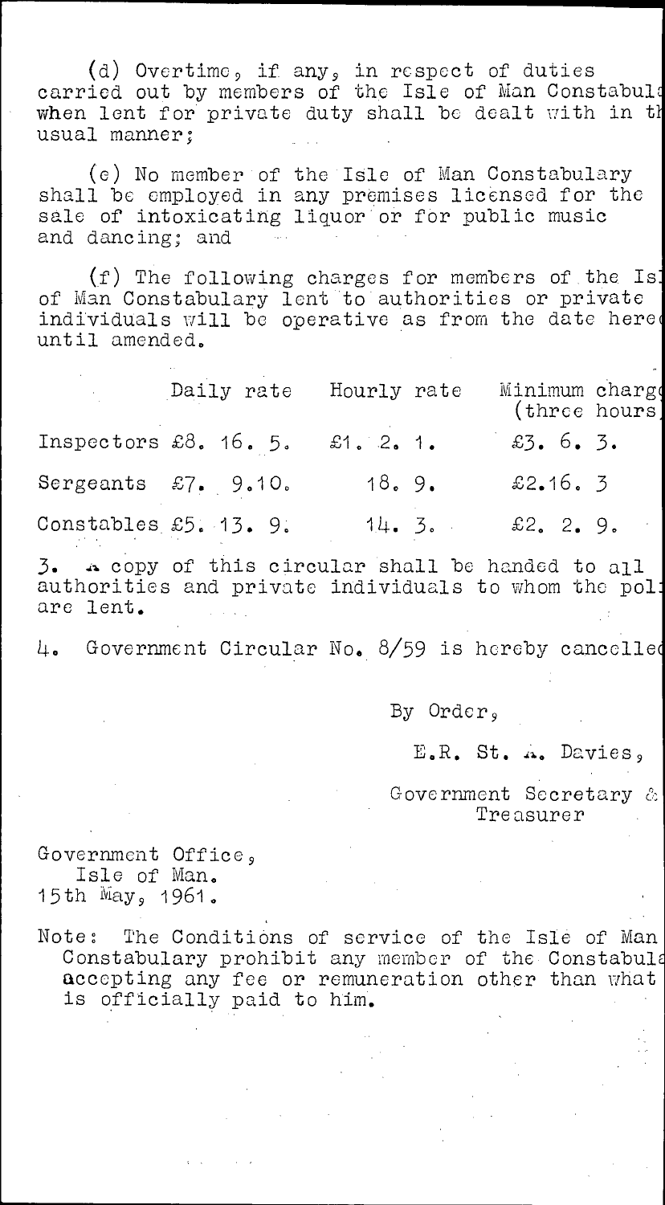(d) Overtime, if any, in respect of duties carried out by members of the Isle of Man Constabul when lent for private duty shall be dealt with in th usual manner;

(e) No member of the Isle of Man Constabulary shall be employed in any premises licensed for the sale of intoxicating liquor or for public music and dancing; and

(f) The following charges for members of the Is of Man Constabulary lent to authorities or private individuals will be operative as from the date here until amended.

| | Daily rate | Hourly rate | Minimum charg (three hours |
|---|---|---|---|
| Inspectors | £8. 16. 5. | £1. 2. 1. | £3. 6. 3. |
| Sergeants | £7. 9.10. | 18. 9. | £2.16. 3 |
| Constables | £5. 13. 9. | 14. 3. | £2. 2. 9. |

3. A copy of this circular shall be handed to all authorities and private individuals to whom the pol are lent.

4. Government Circular No. 8/59 is hereby cancelle

By Order,

E.R. St. A. Davies,

Government Secretary & Treasurer

Government Office,
Isle of Man.
15th May, 1961.

Note: The Conditions of service of the Isle of Man Constabulary prohibit any member of the Constabula accepting any fee or remuneration other than what is officially paid to him.